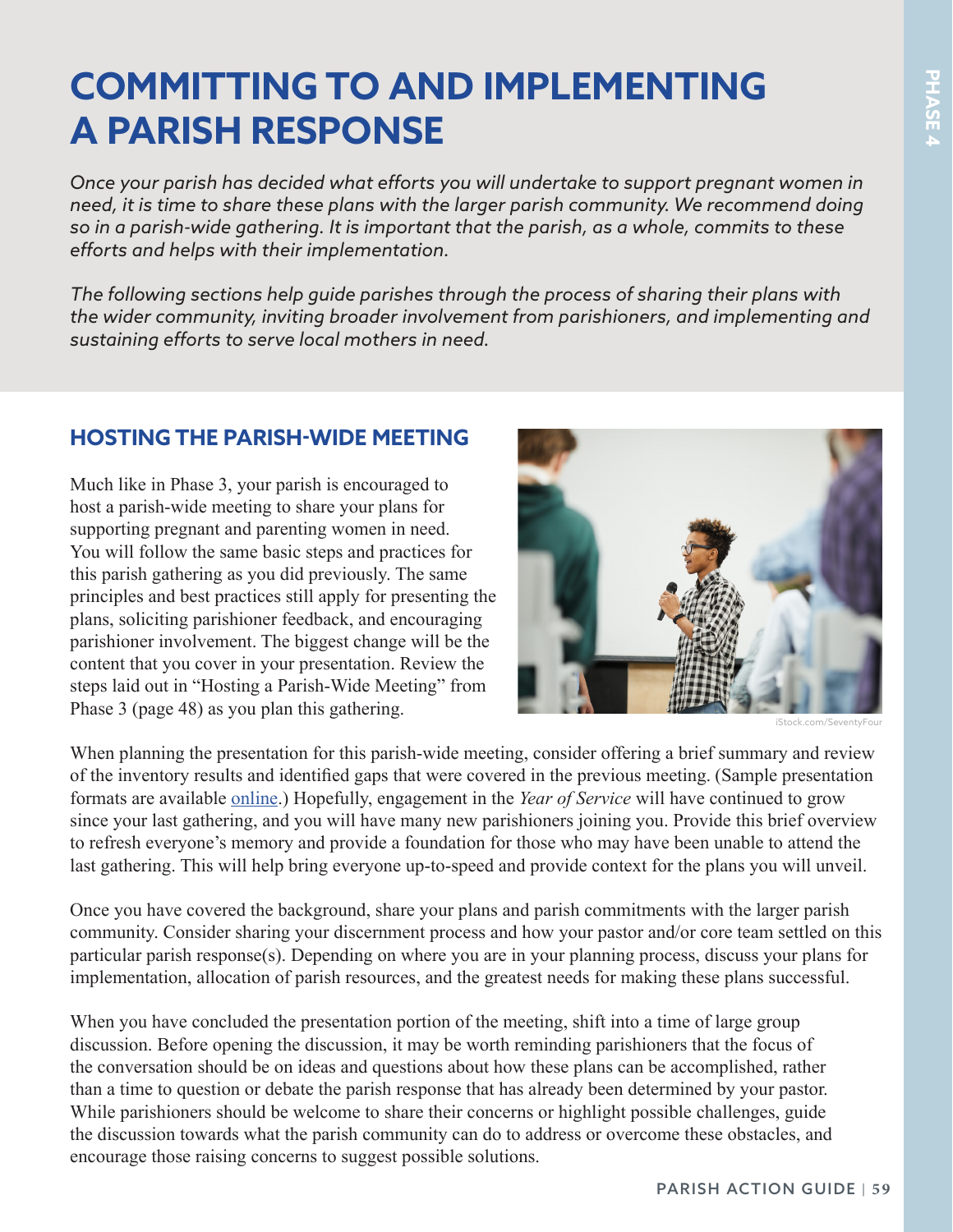# COMMITTING TO AND IMPLEMENTING A PARISH RESPONSE

*Once your parish has decided what efforts you will undertake to support pregnant women in need, it is time to share these plans with the larger parish community. We recommend doing so in a parish-wide gathering. It is important that the parish, as a whole, commits to these efforts and helps with their implementation.*

*The following sections help guide parishes through the process of sharing their plans with the wider community, inviting broader involvement from parishioners, and implementing and sustaining efforts to serve local mothers in need.*

## HOSTING THE PARISH-WIDE MEETING

Much like in Phase 3, your parish is encouraged to host a parish-wide meeting to share your plans for supporting pregnant and parenting women in need. You will follow the same basic steps and practices for this parish gathering as you did previously. The same principles and best practices still apply for presenting the plans, soliciting parishioner feedback, and encouraging parishioner involvement. The biggest change will be the content that you cover in your presentation. Review the steps laid out in "Hosting a Parish-Wide Meeting" from Phase 3 (page 48) as you plan this gathering.

iStock.com/SeventyFour

When planning the presentation for this parish-wide meeting, consider offering a brief summary and review of the inventory results and identified gaps that were covered in the previous meeting. (Sample presentation formats are available online.) Hopefully, engagement in the *Year of Service* will have continued to grow since your last gathering, and you will have many new parishioners joining you. Provide this brief overview to refresh everyone's memory and provide a foundation for those who may have been unable to attend the last gathering. This will help bring everyone up-to-speed and provide context for the plans you will unveil.

Once you have covered the background, share your plans and parish commitments with the larger parish community. Consider sharing your discernment process and how your pastor and/or core team settled on this particular parish response(s). Depending on where you are in your planning process, discuss your plans for implementation, allocation of parish resources, and the greatest needs for making these plans successful.

When you have concluded the presentation portion of the meeting, shift into a time of large group discussion. Before opening the discussion, it may be worth reminding parishioners that the focus of the conversation should be on ideas and questions about how these plans can be accomplished, rather than a time to question or debate the parish response that has already been determined by your pastor. While parishioners should be welcome to share their concerns or highlight possible challenges, guide the discussion towards what the parish community can do to address or overcome these obstacles, and encourage those raising concerns to suggest possible solutions.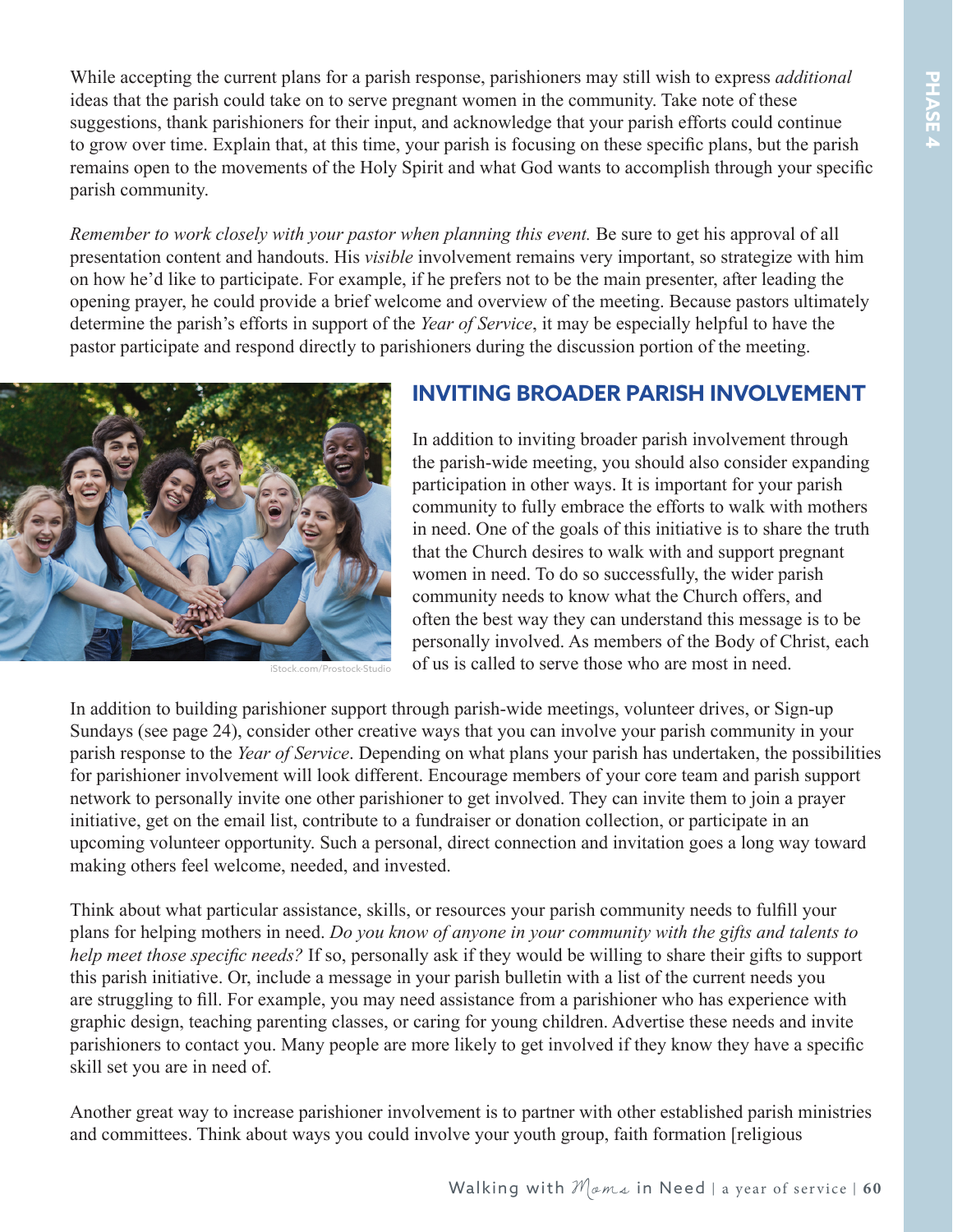While accepting the current plans for a parish response, parishioners may still wish to express *additional* ideas that the parish could take on to serve pregnant women in the community. Take note of these suggestions, thank parishioners for their input, and acknowledge that your parish efforts could continue to grow over time. Explain that, at this time, your parish is focusing on these specific plans, but the parish remains open to the movements of the Holy Spirit and what God wants to accomplish through your specific parish community.

*Remember to work closely with your pastor when planning this event.* Be sure to get his approval of all presentation content and handouts. His *visible* involvement remains very important, so strategize with him on how he'd like to participate. For example, if he prefers not to be the main presenter, after leading the opening prayer, he could provide a brief welcome and overview of the meeting. Because pastors ultimately determine the parish's efforts in support of the *Year of Service*, it may be especially helpful to have the pastor participate and respond directly to parishioners during the discussion portion of the meeting.

iStock.com/Prostock-Studio

## INVITING BROADER PARISH INVOLVEMENT

In addition to inviting broader parish involvement through the parish-wide meeting, you should also consider expanding participation in other ways. It is important for your parish community to fully embrace the efforts to walk with mothers in need. One of the goals of this initiative is to share the truth that the Church desires to walk with and support pregnant women in need. To do so successfully, the wider parish community needs to know what the Church offers, and often the best way they can understand this message is to be personally involved. As members of the Body of Christ, each of us is called to serve those who are most in need.

In addition to building parishioner support through parish-wide meetings, volunteer drives, or Sign-up Sundays (see page 24), consider other creative ways that you can involve your parish community in your parish response to the *Year of Service*. Depending on what plans your parish has undertaken, the possibilities for parishioner involvement will look different. Encourage members of your core team and parish support network to personally invite one other parishioner to get involved. They can invite them to join a prayer initiative, get on the email list, contribute to a fundraiser or donation collection, or participate in an upcoming volunteer opportunity. Such a personal, direct connection and invitation goes a long way toward making others feel welcome, needed, and invested.

Think about what particular assistance, skills, or resources your parish community needs to fulfill your plans for helping mothers in need. *Do you know of anyone in your community with the gifts and talents to help meet those specific needs?* If so, personally ask if they would be willing to share their gifts to support this parish initiative. Or, include a message in your parish bulletin with a list of the current needs you are struggling to fill. For example, you may need assistance from a parishioner who has experience with graphic design, teaching parenting classes, or caring for young children. Advertise these needs and invite parishioners to contact you. Many people are more likely to get involved if they know they have a specific skill set you are in need of.

Another great way to increase parishioner involvement is to partner with other established parish ministries and committees. Think about ways you could involve your youth group, faith formation [religious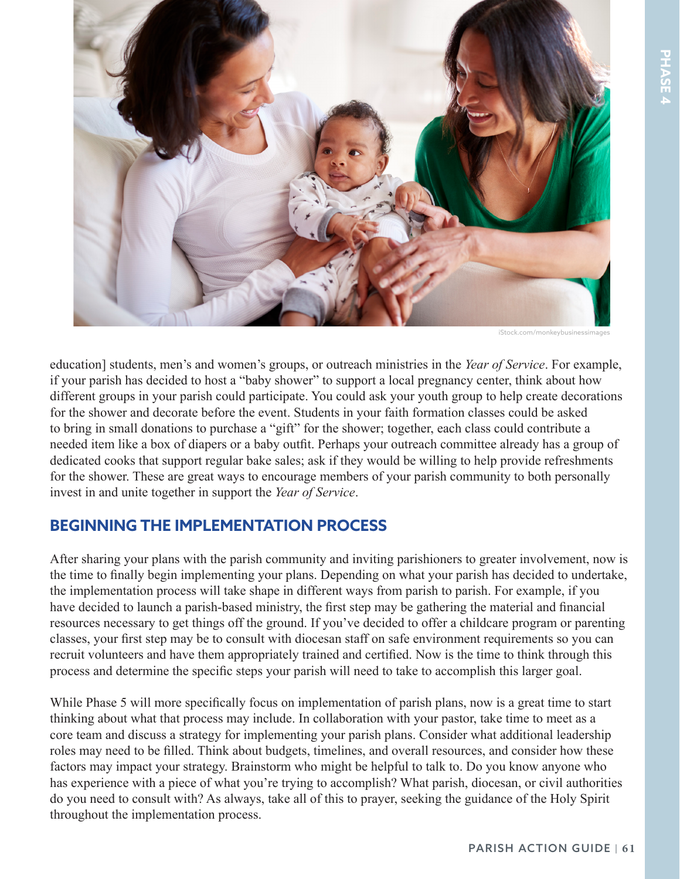education] students, men's and women's groups, or outreach ministries in the *Year of Service*. For example, if your parish has decided to host a "baby shower" to support a local pregnancy center, think about how different groups in your parish could participate. You could ask your youth group to help create decorations for the shower and decorate before the event. Students in your faith formation classes could be asked to bring in small donations to purchase a "gift" for the shower; together, each class could contribute a needed item like a box of diapers or a baby outfit. Perhaps your outreach committee already has a group of dedicated cooks that support regular bake sales; ask if they would be willing to help provide refreshments for the shower. These are great ways to encourage members of your parish community to both personally invest in and unite together in support the *Year of Service*.

## BEGINNING THE IMPLEMENTATION PROCESS

After sharing your plans with the parish community and inviting parishioners to greater involvement, now is the time to finally begin implementing your plans. Depending on what your parish has decided to undertake, the implementation process will take shape in different ways from parish to parish. For example, if you have decided to launch a parish-based ministry, the first step may be gathering the material and financial resources necessary to get things off the ground. If you've decided to offer a childcare program or parenting classes, your first step may be to consult with diocesan staff on safe environment requirements so you can recruit volunteers and have them appropriately trained and certified. Now is the time to think through this process and determine the specific steps your parish will need to take to accomplish this larger goal.

While Phase 5 will more specifically focus on implementation of parish plans, now is a great time to start thinking about what that process may include. In collaboration with your pastor, take time to meet as a core team and discuss a strategy for implementing your parish plans. Consider what additional leadership roles may need to be filled. Think about budgets, timelines, and overall resources, and consider how these factors may impact your strategy. Brainstorm who might be helpful to talk to. Do you know anyone who has experience with a piece of what you're trying to accomplish? What parish, diocesan, or civil authorities do you need to consult with? As always, take all of this to prayer, seeking the guidance of the Holy Spirit throughout the implementation process.